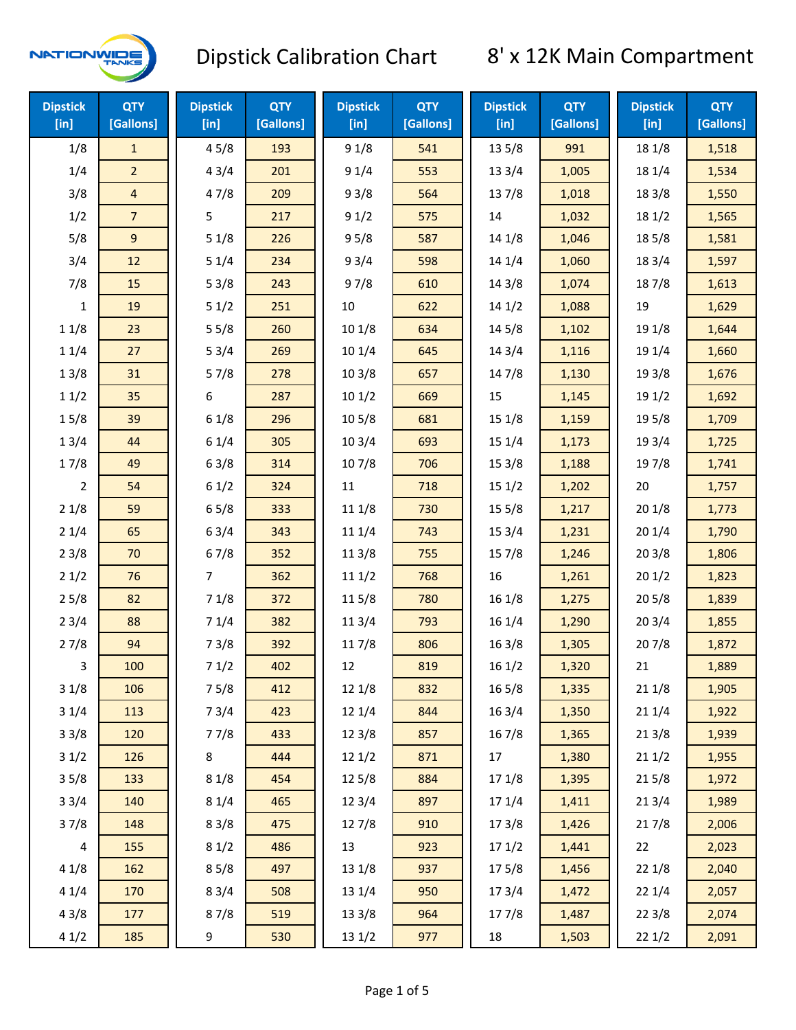# Dipstick Calibration Chart

## 8' x 12K Main Compartment

| Dipstick [in] | QTY [Gallons] | Dipstick [in] | QTY [Gallons] | Dipstick [in] | QTY [Gallons] | Dipstick [in] | QTY [Gallons] | Dipstick [in] | QTY [Gallons] |
|---|---|---|---|---|---|---|---|---|---|
| 1/8 | 1 | 4 5/8 | 193 | 9 1/8 | 541 | 13 5/8 | 991 | 18 1/8 | 1,518 |
| 1/4 | 2 | 4 3/4 | 201 | 9 1/4 | 553 | 13 3/4 | 1,005 | 18 1/4 | 1,534 |
| 3/8 | 4 | 4 7/8 | 209 | 9 3/8 | 564 | 13 7/8 | 1,018 | 18 3/8 | 1,550 |
| 1/2 | 7 | 5 | 217 | 9 1/2 | 575 | 14 | 1,032 | 18 1/2 | 1,565 |
| 5/8 | 9 | 5 1/8 | 226 | 9 5/8 | 587 | 14 1/8 | 1,046 | 18 5/8 | 1,581 |
| 3/4 | 12 | 5 1/4 | 234 | 9 3/4 | 598 | 14 1/4 | 1,060 | 18 3/4 | 1,597 |
| 7/8 | 15 | 5 3/8 | 243 | 9 7/8 | 610 | 14 3/8 | 1,074 | 18 7/8 | 1,613 |
| 1 | 19 | 5 1/2 | 251 | 10 | 622 | 14 1/2 | 1,088 | 19 | 1,629 |
| 1 1/8 | 23 | 5 5/8 | 260 | 10 1/8 | 634 | 14 5/8 | 1,102 | 19 1/8 | 1,644 |
| 1 1/4 | 27 | 5 3/4 | 269 | 10 1/4 | 645 | 14 3/4 | 1,116 | 19 1/4 | 1,660 |
| 1 3/8 | 31 | 5 7/8 | 278 | 10 3/8 | 657 | 14 7/8 | 1,130 | 19 3/8 | 1,676 |
| 1 1/2 | 35 | 6 | 287 | 10 1/2 | 669 | 15 | 1,145 | 19 1/2 | 1,692 |
| 1 5/8 | 39 | 6 1/8 | 296 | 10 5/8 | 681 | 15 1/8 | 1,159 | 19 5/8 | 1,709 |
| 1 3/4 | 44 | 6 1/4 | 305 | 10 3/4 | 693 | 15 1/4 | 1,173 | 19 3/4 | 1,725 |
| 1 7/8 | 49 | 6 3/8 | 314 | 10 7/8 | 706 | 15 3/8 | 1,188 | 19 7/8 | 1,741 |
| 2 | 54 | 6 1/2 | 324 | 11 | 718 | 15 1/2 | 1,202 | 20 | 1,757 |
| 2 1/8 | 59 | 6 5/8 | 333 | 11 1/8 | 730 | 15 5/8 | 1,217 | 20 1/8 | 1,773 |
| 2 1/4 | 65 | 6 3/4 | 343 | 11 1/4 | 743 | 15 3/4 | 1,231 | 20 1/4 | 1,790 |
| 2 3/8 | 70 | 6 7/8 | 352 | 11 3/8 | 755 | 15 7/8 | 1,246 | 20 3/8 | 1,806 |
| 2 1/2 | 76 | 7 | 362 | 11 1/2 | 768 | 16 | 1,261 | 20 1/2 | 1,823 |
| 2 5/8 | 82 | 7 1/8 | 372 | 11 5/8 | 780 | 16 1/8 | 1,275 | 20 5/8 | 1,839 |
| 2 3/4 | 88 | 7 1/4 | 382 | 11 3/4 | 793 | 16 1/4 | 1,290 | 20 3/4 | 1,855 |
| 2 7/8 | 94 | 7 3/8 | 392 | 11 7/8 | 806 | 16 3/8 | 1,305 | 20 7/8 | 1,872 |
| 3 | 100 | 7 1/2 | 402 | 12 | 819 | 16 1/2 | 1,320 | 21 | 1,889 |
| 3 1/8 | 106 | 7 5/8 | 412 | 12 1/8 | 832 | 16 5/8 | 1,335 | 21 1/8 | 1,905 |
| 3 1/4 | 113 | 7 3/4 | 423 | 12 1/4 | 844 | 16 3/4 | 1,350 | 21 1/4 | 1,922 |
| 3 3/8 | 120 | 7 7/8 | 433 | 12 3/8 | 857 | 16 7/8 | 1,365 | 21 3/8 | 1,939 |
| 3 1/2 | 126 | 8 | 444 | 12 1/2 | 871 | 17 | 1,380 | 21 1/2 | 1,955 |
| 3 5/8 | 133 | 8 1/8 | 454 | 12 5/8 | 884 | 17 1/8 | 1,395 | 21 5/8 | 1,972 |
| 3 3/4 | 140 | 8 1/4 | 465 | 12 3/4 | 897 | 17 1/4 | 1,411 | 21 3/4 | 1,989 |
| 3 7/8 | 148 | 8 3/8 | 475 | 12 7/8 | 910 | 17 3/8 | 1,426 | 21 7/8 | 2,006 |
| 4 | 155 | 8 1/2 | 486 | 13 | 923 | 17 1/2 | 1,441 | 22 | 2,023 |
| 4 1/8 | 162 | 8 5/8 | 497 | 13 1/8 | 937 | 17 5/8 | 1,456 | 22 1/8 | 2,040 |
| 4 1/4 | 170 | 8 3/4 | 508 | 13 1/4 | 950 | 17 3/4 | 1,472 | 22 1/4 | 2,057 |
| 4 3/8 | 177 | 8 7/8 | 519 | 13 3/8 | 964 | 17 7/8 | 1,487 | 22 3/8 | 2,074 |
| 4 1/2 | 185 | 9 | 530 | 13 1/2 | 977 | 18 | 1,503 | 22 1/2 | 2,091 |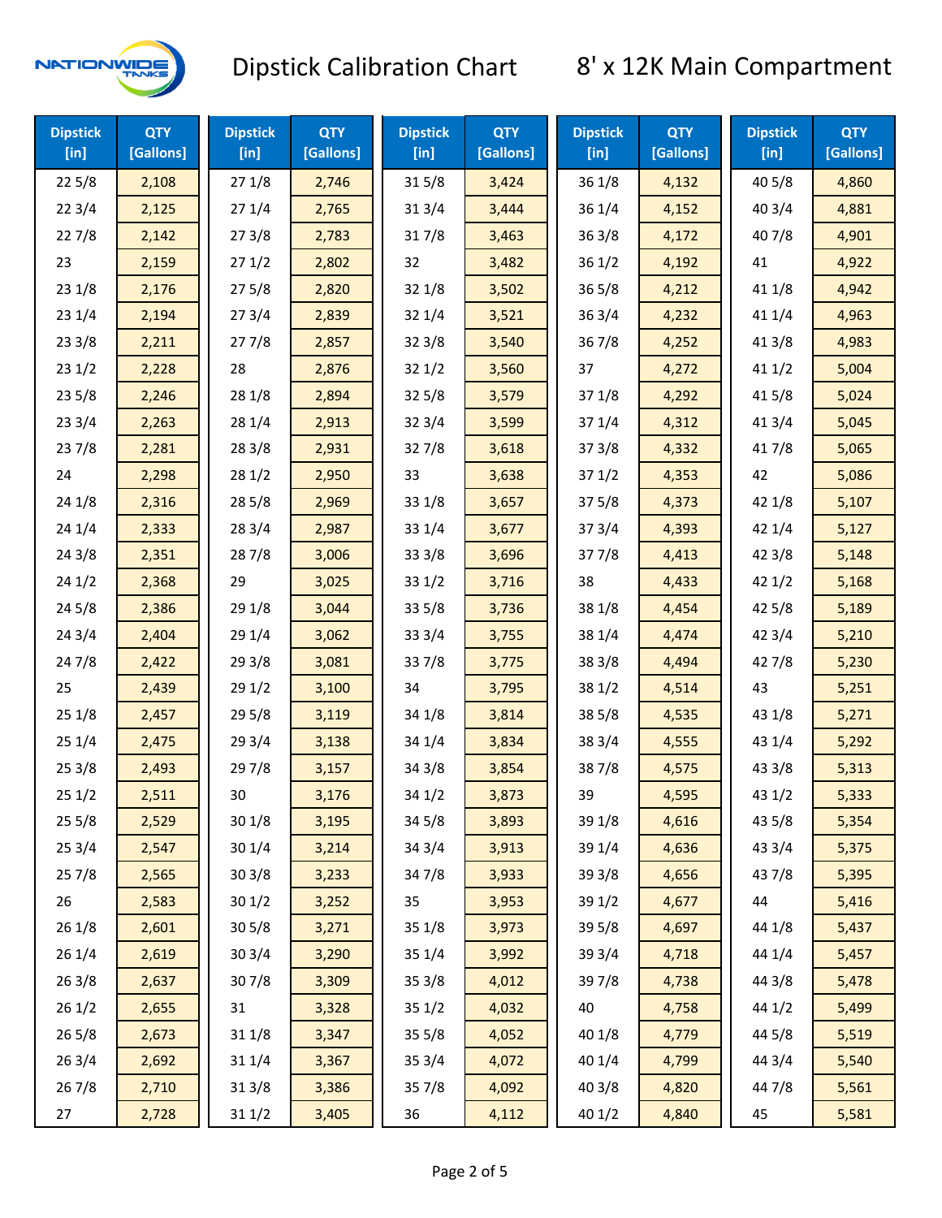# Dipstick Calibration Chart

## 8' x 12K Main Compartment

| Dipstick [in] | QTY [Gallons] | Dipstick [in] | QTY [Gallons] | Dipstick [in] | QTY [Gallons] | Dipstick [in] | QTY [Gallons] | Dipstick [in] | QTY [Gallons] |
|---|---|---|---|---|---|---|---|---|---|
| 22 5/8 | 2,108 | 27 1/8 | 2,746 | 31 5/8 | 3,424 | 36 1/8 | 4,132 | 40 5/8 | 4,860 |
| 22 3/4 | 2,125 | 27 1/4 | 2,765 | 31 3/4 | 3,444 | 36 1/4 | 4,152 | 40 3/4 | 4,881 |
| 22 7/8 | 2,142 | 27 3/8 | 2,783 | 31 7/8 | 3,463 | 36 3/8 | 4,172 | 40 7/8 | 4,901 |
| 23 | 2,159 | 27 1/2 | 2,802 | 32 | 3,482 | 36 1/2 | 4,192 | 41 | 4,922 |
| 23 1/8 | 2,176 | 27 5/8 | 2,820 | 32 1/8 | 3,502 | 36 5/8 | 4,212 | 41 1/8 | 4,942 |
| 23 1/4 | 2,194 | 27 3/4 | 2,839 | 32 1/4 | 3,521 | 36 3/4 | 4,232 | 41 1/4 | 4,963 |
| 23 3/8 | 2,211 | 27 7/8 | 2,857 | 32 3/8 | 3,540 | 36 7/8 | 4,252 | 41 3/8 | 4,983 |
| 23 1/2 | 2,228 | 28 | 2,876 | 32 1/2 | 3,560 | 37 | 4,272 | 41 1/2 | 5,004 |
| 23 5/8 | 2,246 | 28 1/8 | 2,894 | 32 5/8 | 3,579 | 37 1/8 | 4,292 | 41 5/8 | 5,024 |
| 23 3/4 | 2,263 | 28 1/4 | 2,913 | 32 3/4 | 3,599 | 37 1/4 | 4,312 | 41 3/4 | 5,045 |
| 23 7/8 | 2,281 | 28 3/8 | 2,931 | 32 7/8 | 3,618 | 37 3/8 | 4,332 | 41 7/8 | 5,065 |
| 24 | 2,298 | 28 1/2 | 2,950 | 33 | 3,638 | 37 1/2 | 4,353 | 42 | 5,086 |
| 24 1/8 | 2,316 | 28 5/8 | 2,969 | 33 1/8 | 3,657 | 37 5/8 | 4,373 | 42 1/8 | 5,107 |
| 24 1/4 | 2,333 | 28 3/4 | 2,987 | 33 1/4 | 3,677 | 37 3/4 | 4,393 | 42 1/4 | 5,127 |
| 24 3/8 | 2,351 | 28 7/8 | 3,006 | 33 3/8 | 3,696 | 37 7/8 | 4,413 | 42 3/8 | 5,148 |
| 24 1/2 | 2,368 | 29 | 3,025 | 33 1/2 | 3,716 | 38 | 4,433 | 42 1/2 | 5,168 |
| 24 5/8 | 2,386 | 29 1/8 | 3,044 | 33 5/8 | 3,736 | 38 1/8 | 4,454 | 42 5/8 | 5,189 |
| 24 3/4 | 2,404 | 29 1/4 | 3,062 | 33 3/4 | 3,755 | 38 1/4 | 4,474 | 42 3/4 | 5,210 |
| 24 7/8 | 2,422 | 29 3/8 | 3,081 | 33 7/8 | 3,775 | 38 3/8 | 4,494 | 42 7/8 | 5,230 |
| 25 | 2,439 | 29 1/2 | 3,100 | 34 | 3,795 | 38 1/2 | 4,514 | 43 | 5,251 |
| 25 1/8 | 2,457 | 29 5/8 | 3,119 | 34 1/8 | 3,814 | 38 5/8 | 4,535 | 43 1/8 | 5,271 |
| 25 1/4 | 2,475 | 29 3/4 | 3,138 | 34 1/4 | 3,834 | 38 3/4 | 4,555 | 43 1/4 | 5,292 |
| 25 3/8 | 2,493 | 29 7/8 | 3,157 | 34 3/8 | 3,854 | 38 7/8 | 4,575 | 43 3/8 | 5,313 |
| 25 1/2 | 2,511 | 30 | 3,176 | 34 1/2 | 3,873 | 39 | 4,595 | 43 1/2 | 5,333 |
| 25 5/8 | 2,529 | 30 1/8 | 3,195 | 34 5/8 | 3,893 | 39 1/8 | 4,616 | 43 5/8 | 5,354 |
| 25 3/4 | 2,547 | 30 1/4 | 3,214 | 34 3/4 | 3,913 | 39 1/4 | 4,636 | 43 3/4 | 5,375 |
| 25 7/8 | 2,565 | 30 3/8 | 3,233 | 34 7/8 | 3,933 | 39 3/8 | 4,656 | 43 7/8 | 5,395 |
| 26 | 2,583 | 30 1/2 | 3,252 | 35 | 3,953 | 39 1/2 | 4,677 | 44 | 5,416 |
| 26 1/8 | 2,601 | 30 5/8 | 3,271 | 35 1/8 | 3,973 | 39 5/8 | 4,697 | 44 1/8 | 5,437 |
| 26 1/4 | 2,619 | 30 3/4 | 3,290 | 35 1/4 | 3,992 | 39 3/4 | 4,718 | 44 1/4 | 5,457 |
| 26 3/8 | 2,637 | 30 7/8 | 3,309 | 35 3/8 | 4,012 | 39 7/8 | 4,738 | 44 3/8 | 5,478 |
| 26 1/2 | 2,655 | 31 | 3,328 | 35 1/2 | 4,032 | 40 | 4,758 | 44 1/2 | 5,499 |
| 26 5/8 | 2,673 | 31 1/8 | 3,347 | 35 5/8 | 4,052 | 40 1/8 | 4,779 | 44 5/8 | 5,519 |
| 26 3/4 | 2,692 | 31 1/4 | 3,367 | 35 3/4 | 4,072 | 40 1/4 | 4,799 | 44 3/4 | 5,540 |
| 26 7/8 | 2,710 | 31 3/8 | 3,386 | 35 7/8 | 4,092 | 40 3/8 | 4,820 | 44 7/8 | 5,561 |
| 27 | 2,728 | 31 1/2 | 3,405 | 36 | 4,112 | 40 1/2 | 4,840 | 45 | 5,581 |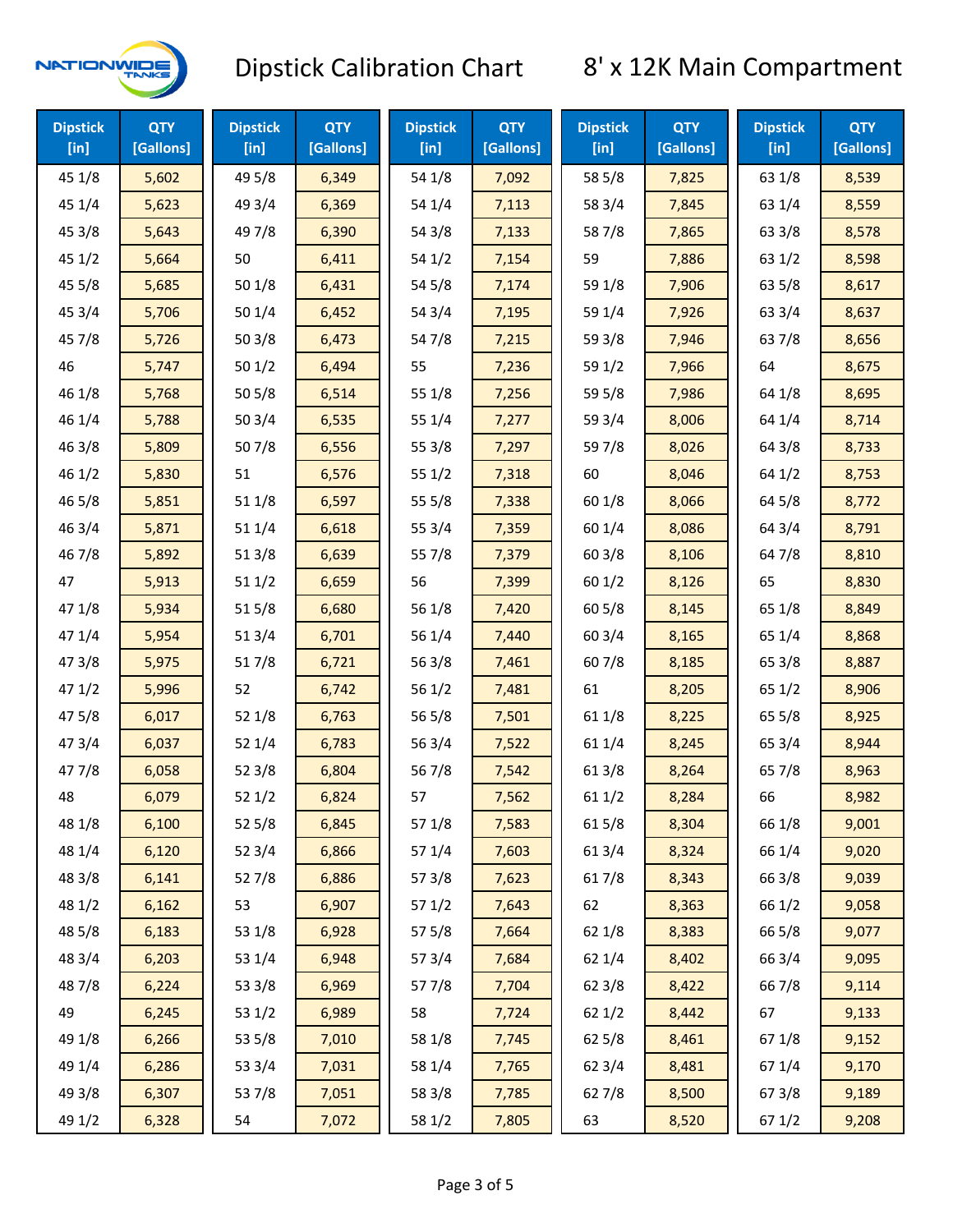# Dipstick Calibration Chart

## 8' x 12K Main Compartment

| Dipstick [in] | QTY [Gallons] | Dipstick [in] | QTY [Gallons] | Dipstick [in] | QTY [Gallons] | Dipstick [in] | QTY [Gallons] | Dipstick [in] | QTY [Gallons] |
|---|---|---|---|---|---|---|---|---|---|
| 45 1/8 | 5,602 | 49 5/8 | 6,349 | 54 1/8 | 7,092 | 58 5/8 | 7,825 | 63 1/8 | 8,539 |
| 45 1/4 | 5,623 | 49 3/4 | 6,369 | 54 1/4 | 7,113 | 58 3/4 | 7,845 | 63 1/4 | 8,559 |
| 45 3/8 | 5,643 | 49 7/8 | 6,390 | 54 3/8 | 7,133 | 58 7/8 | 7,865 | 63 3/8 | 8,578 |
| 45 1/2 | 5,664 | 50 | 6,411 | 54 1/2 | 7,154 | 59 | 7,886 | 63 1/2 | 8,598 |
| 45 5/8 | 5,685 | 50 1/8 | 6,431 | 54 5/8 | 7,174 | 59 1/8 | 7,906 | 63 5/8 | 8,617 |
| 45 3/4 | 5,706 | 50 1/4 | 6,452 | 54 3/4 | 7,195 | 59 1/4 | 7,926 | 63 3/4 | 8,637 |
| 45 7/8 | 5,726 | 50 3/8 | 6,473 | 54 7/8 | 7,215 | 59 3/8 | 7,946 | 63 7/8 | 8,656 |
| 46 | 5,747 | 50 1/2 | 6,494 | 55 | 7,236 | 59 1/2 | 7,966 | 64 | 8,675 |
| 46 1/8 | 5,768 | 50 5/8 | 6,514 | 55 1/8 | 7,256 | 59 5/8 | 7,986 | 64 1/8 | 8,695 |
| 46 1/4 | 5,788 | 50 3/4 | 6,535 | 55 1/4 | 7,277 | 59 3/4 | 8,006 | 64 1/4 | 8,714 |
| 46 3/8 | 5,809 | 50 7/8 | 6,556 | 55 3/8 | 7,297 | 59 7/8 | 8,026 | 64 3/8 | 8,733 |
| 46 1/2 | 5,830 | 51 | 6,576 | 55 1/2 | 7,318 | 60 | 8,046 | 64 1/2 | 8,753 |
| 46 5/8 | 5,851 | 51 1/8 | 6,597 | 55 5/8 | 7,338 | 60 1/8 | 8,066 | 64 5/8 | 8,772 |
| 46 3/4 | 5,871 | 51 1/4 | 6,618 | 55 3/4 | 7,359 | 60 1/4 | 8,086 | 64 3/4 | 8,791 |
| 46 7/8 | 5,892 | 51 3/8 | 6,639 | 55 7/8 | 7,379 | 60 3/8 | 8,106 | 64 7/8 | 8,810 |
| 47 | 5,913 | 51 1/2 | 6,659 | 56 | 7,399 | 60 1/2 | 8,126 | 65 | 8,830 |
| 47 1/8 | 5,934 | 51 5/8 | 6,680 | 56 1/8 | 7,420 | 60 5/8 | 8,145 | 65 1/8 | 8,849 |
| 47 1/4 | 5,954 | 51 3/4 | 6,701 | 56 1/4 | 7,440 | 60 3/4 | 8,165 | 65 1/4 | 8,868 |
| 47 3/8 | 5,975 | 51 7/8 | 6,721 | 56 3/8 | 7,461 | 60 7/8 | 8,185 | 65 3/8 | 8,887 |
| 47 1/2 | 5,996 | 52 | 6,742 | 56 1/2 | 7,481 | 61 | 8,205 | 65 1/2 | 8,906 |
| 47 5/8 | 6,017 | 52 1/8 | 6,763 | 56 5/8 | 7,501 | 61 1/8 | 8,225 | 65 5/8 | 8,925 |
| 47 3/4 | 6,037 | 52 1/4 | 6,783 | 56 3/4 | 7,522 | 61 1/4 | 8,245 | 65 3/4 | 8,944 |
| 47 7/8 | 6,058 | 52 3/8 | 6,804 | 56 7/8 | 7,542 | 61 3/8 | 8,264 | 65 7/8 | 8,963 |
| 48 | 6,079 | 52 1/2 | 6,824 | 57 | 7,562 | 61 1/2 | 8,284 | 66 | 8,982 |
| 48 1/8 | 6,100 | 52 5/8 | 6,845 | 57 1/8 | 7,583 | 61 5/8 | 8,304 | 66 1/8 | 9,001 |
| 48 1/4 | 6,120 | 52 3/4 | 6,866 | 57 1/4 | 7,603 | 61 3/4 | 8,324 | 66 1/4 | 9,020 |
| 48 3/8 | 6,141 | 52 7/8 | 6,886 | 57 3/8 | 7,623 | 61 7/8 | 8,343 | 66 3/8 | 9,039 |
| 48 1/2 | 6,162 | 53 | 6,907 | 57 1/2 | 7,643 | 62 | 8,363 | 66 1/2 | 9,058 |
| 48 5/8 | 6,183 | 53 1/8 | 6,928 | 57 5/8 | 7,664 | 62 1/8 | 8,383 | 66 5/8 | 9,077 |
| 48 3/4 | 6,203 | 53 1/4 | 6,948 | 57 3/4 | 7,684 | 62 1/4 | 8,402 | 66 3/4 | 9,095 |
| 48 7/8 | 6,224 | 53 3/8 | 6,969 | 57 7/8 | 7,704 | 62 3/8 | 8,422 | 66 7/8 | 9,114 |
| 49 | 6,245 | 53 1/2 | 6,989 | 58 | 7,724 | 62 1/2 | 8,442 | 67 | 9,133 |
| 49 1/8 | 6,266 | 53 5/8 | 7,010 | 58 1/8 | 7,745 | 62 5/8 | 8,461 | 67 1/8 | 9,152 |
| 49 1/4 | 6,286 | 53 3/4 | 7,031 | 58 1/4 | 7,765 | 62 3/4 | 8,481 | 67 1/4 | 9,170 |
| 49 3/8 | 6,307 | 53 7/8 | 7,051 | 58 3/8 | 7,785 | 62 7/8 | 8,500 | 67 3/8 | 9,189 |
| 49 1/2 | 6,328 | 54 | 7,072 | 58 1/2 | 7,805 | 63 | 8,520 | 67 1/2 | 9,208 |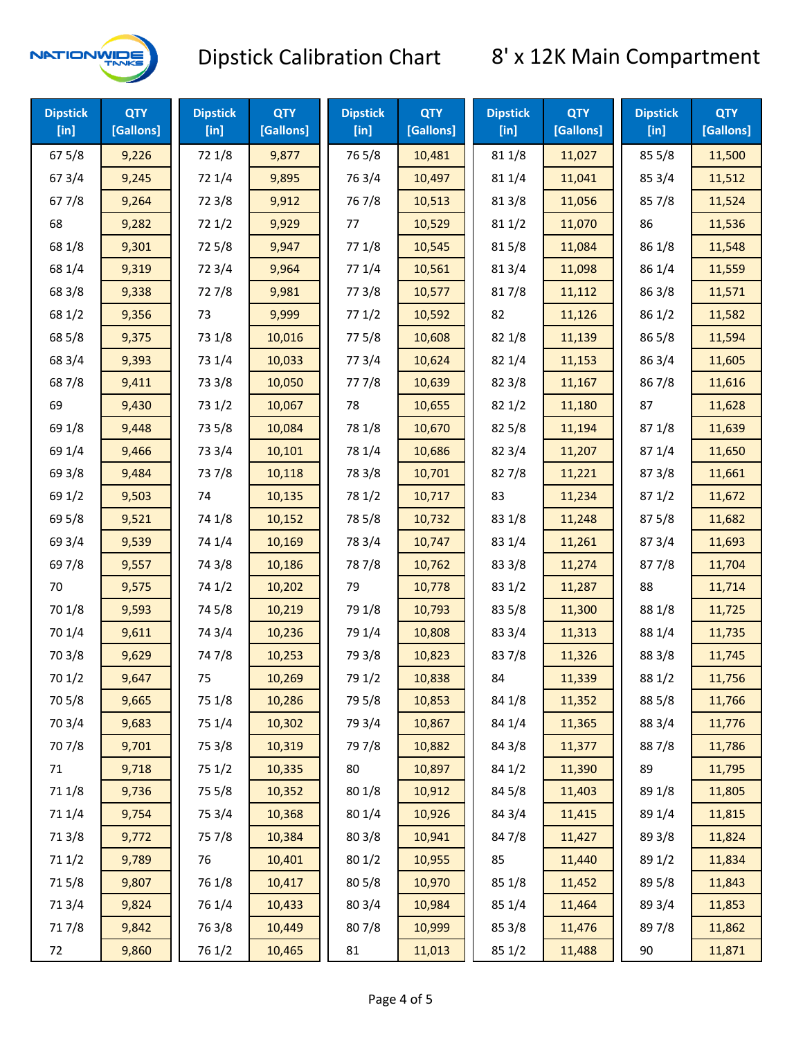# Dipstick Calibration Chart

## 8' x 12K Main Compartment

| Dipstick [in] | QTY [Gallons] | Dipstick [in] | QTY [Gallons] | Dipstick [in] | QTY [Gallons] | Dipstick [in] | QTY [Gallons] | Dipstick [in] | QTY [Gallons] |
|---|---|---|---|---|---|---|---|---|---|
| 67 5/8 | 9,226 | 72 1/8 | 9,877 | 76 5/8 | 10,481 | 81 1/8 | 11,027 | 85 5/8 | 11,500 |
| 67 3/4 | 9,245 | 72 1/4 | 9,895 | 76 3/4 | 10,497 | 81 1/4 | 11,041 | 85 3/4 | 11,512 |
| 67 7/8 | 9,264 | 72 3/8 | 9,912 | 76 7/8 | 10,513 | 81 3/8 | 11,056 | 85 7/8 | 11,524 |
| 68 | 9,282 | 72 1/2 | 9,929 | 77 | 10,529 | 81 1/2 | 11,070 | 86 | 11,536 |
| 68 1/8 | 9,301 | 72 5/8 | 9,947 | 77 1/8 | 10,545 | 81 5/8 | 11,084 | 86 1/8 | 11,548 |
| 68 1/4 | 9,319 | 72 3/4 | 9,964 | 77 1/4 | 10,561 | 81 3/4 | 11,098 | 86 1/4 | 11,559 |
| 68 3/8 | 9,338 | 72 7/8 | 9,981 | 77 3/8 | 10,577 | 81 7/8 | 11,112 | 86 3/8 | 11,571 |
| 68 1/2 | 9,356 | 73 | 9,999 | 77 1/2 | 10,592 | 82 | 11,126 | 86 1/2 | 11,582 |
| 68 5/8 | 9,375 | 73 1/8 | 10,016 | 77 5/8 | 10,608 | 82 1/8 | 11,139 | 86 5/8 | 11,594 |
| 68 3/4 | 9,393 | 73 1/4 | 10,033 | 77 3/4 | 10,624 | 82 1/4 | 11,153 | 86 3/4 | 11,605 |
| 68 7/8 | 9,411 | 73 3/8 | 10,050 | 77 7/8 | 10,639 | 82 3/8 | 11,167 | 86 7/8 | 11,616 |
| 69 | 9,430 | 73 1/2 | 10,067 | 78 | 10,655 | 82 1/2 | 11,180 | 87 | 11,628 |
| 69 1/8 | 9,448 | 73 5/8 | 10,084 | 78 1/8 | 10,670 | 82 5/8 | 11,194 | 87 1/8 | 11,639 |
| 69 1/4 | 9,466 | 73 3/4 | 10,101 | 78 1/4 | 10,686 | 82 3/4 | 11,207 | 87 1/4 | 11,650 |
| 69 3/8 | 9,484 | 73 7/8 | 10,118 | 78 3/8 | 10,701 | 82 7/8 | 11,221 | 87 3/8 | 11,661 |
| 69 1/2 | 9,503 | 74 | 10,135 | 78 1/2 | 10,717 | 83 | 11,234 | 87 1/2 | 11,672 |
| 69 5/8 | 9,521 | 74 1/8 | 10,152 | 78 5/8 | 10,732 | 83 1/8 | 11,248 | 87 5/8 | 11,682 |
| 69 3/4 | 9,539 | 74 1/4 | 10,169 | 78 3/4 | 10,747 | 83 1/4 | 11,261 | 87 3/4 | 11,693 |
| 69 7/8 | 9,557 | 74 3/8 | 10,186 | 78 7/8 | 10,762 | 83 3/8 | 11,274 | 87 7/8 | 11,704 |
| 70 | 9,575 | 74 1/2 | 10,202 | 79 | 10,778 | 83 1/2 | 11,287 | 88 | 11,714 |
| 70 1/8 | 9,593 | 74 5/8 | 10,219 | 79 1/8 | 10,793 | 83 5/8 | 11,300 | 88 1/8 | 11,725 |
| 70 1/4 | 9,611 | 74 3/4 | 10,236 | 79 1/4 | 10,808 | 83 3/4 | 11,313 | 88 1/4 | 11,735 |
| 70 3/8 | 9,629 | 74 7/8 | 10,253 | 79 3/8 | 10,823 | 83 7/8 | 11,326 | 88 3/8 | 11,745 |
| 70 1/2 | 9,647 | 75 | 10,269 | 79 1/2 | 10,838 | 84 | 11,339 | 88 1/2 | 11,756 |
| 70 5/8 | 9,665 | 75 1/8 | 10,286 | 79 5/8 | 10,853 | 84 1/8 | 11,352 | 88 5/8 | 11,766 |
| 70 3/4 | 9,683 | 75 1/4 | 10,302 | 79 3/4 | 10,867 | 84 1/4 | 11,365 | 88 3/4 | 11,776 |
| 70 7/8 | 9,701 | 75 3/8 | 10,319 | 79 7/8 | 10,882 | 84 3/8 | 11,377 | 88 7/8 | 11,786 |
| 71 | 9,718 | 75 1/2 | 10,335 | 80 | 10,897 | 84 1/2 | 11,390 | 89 | 11,795 |
| 71 1/8 | 9,736 | 75 5/8 | 10,352 | 80 1/8 | 10,912 | 84 5/8 | 11,403 | 89 1/8 | 11,805 |
| 71 1/4 | 9,754 | 75 3/4 | 10,368 | 80 1/4 | 10,926 | 84 3/4 | 11,415 | 89 1/4 | 11,815 |
| 71 3/8 | 9,772 | 75 7/8 | 10,384 | 80 3/8 | 10,941 | 84 7/8 | 11,427 | 89 3/8 | 11,824 |
| 71 1/2 | 9,789 | 76 | 10,401 | 80 1/2 | 10,955 | 85 | 11,440 | 89 1/2 | 11,834 |
| 71 5/8 | 9,807 | 76 1/8 | 10,417 | 80 5/8 | 10,970 | 85 1/8 | 11,452 | 89 5/8 | 11,843 |
| 71 3/4 | 9,824 | 76 1/4 | 10,433 | 80 3/4 | 10,984 | 85 1/4 | 11,464 | 89 3/4 | 11,853 |
| 71 7/8 | 9,842 | 76 3/8 | 10,449 | 80 7/8 | 10,999 | 85 3/8 | 11,476 | 89 7/8 | 11,862 |
| 72 | 9,860 | 76 1/2 | 10,465 | 81 | 11,013 | 85 1/2 | 11,488 | 90 | 11,871 |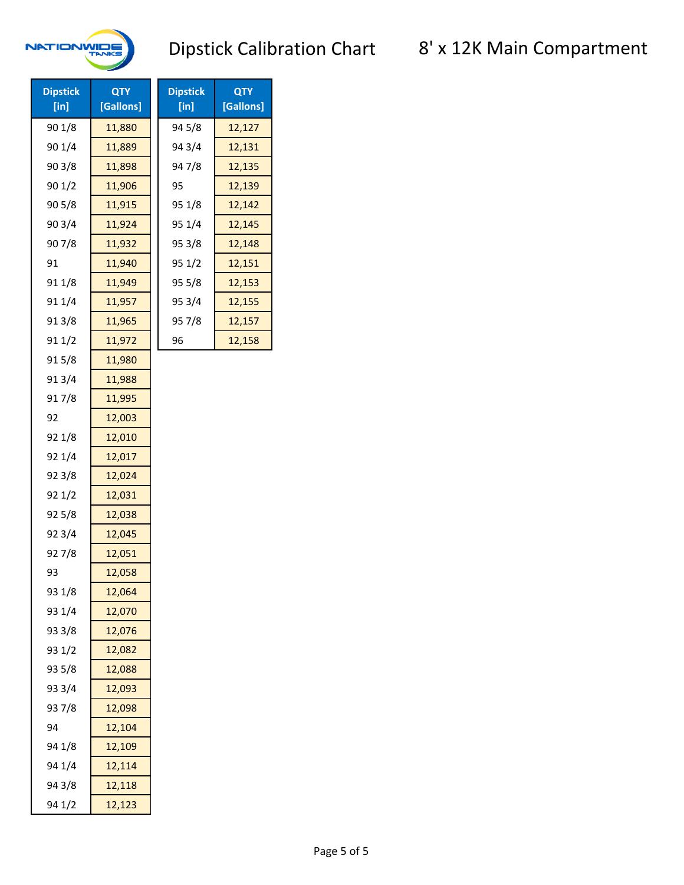# Dipstick Calibration Chart

## 8' x 12K Main Compartment

| Dipstick [in] | QTY [Gallons] |
|---|---|
| 90 1/8 | 11,880 |
| 90 1/4 | 11,889 |
| 90 3/8 | 11,898 |
| 90 1/2 | 11,906 |
| 90 5/8 | 11,915 |
| 90 3/4 | 11,924 |
| 90 7/8 | 11,932 |
| 91 | 11,940 |
| 91 1/8 | 11,949 |
| 91 1/4 | 11,957 |
| 91 3/8 | 11,965 |
| 91 1/2 | 11,972 |
| 91 5/8 | 11,980 |
| 91 3/4 | 11,988 |
| 91 7/8 | 11,995 |
| 92 | 12,003 |
| 92 1/8 | 12,010 |
| 92 1/4 | 12,017 |
| 92 3/8 | 12,024 |
| 92 1/2 | 12,031 |
| 92 5/8 | 12,038 |
| 92 3/4 | 12,045 |
| 92 7/8 | 12,051 |
| 93 | 12,058 |
| 93 1/8 | 12,064 |
| 93 1/4 | 12,070 |
| 93 3/8 | 12,076 |
| 93 1/2 | 12,082 |
| 93 5/8 | 12,088 |
| 93 3/4 | 12,093 |
| 93 7/8 | 12,098 |
| 94 | 12,104 |
| 94 1/8 | 12,109 |
| 94 1/4 | 12,114 |
| 94 3/8 | 12,118 |
| 94 1/2 | 12,123 |
| 94 5/8 | 12,127 |
| 94 3/4 | 12,131 |
| 94 7/8 | 12,135 |
| 95 | 12,139 |
| 95 1/8 | 12,142 |
| 95 1/4 | 12,145 |
| 95 3/8 | 12,148 |
| 95 1/2 | 12,151 |
| 95 5/8 | 12,153 |
| 95 3/4 | 12,155 |
| 95 7/8 | 12,157 |
| 96 | 12,158 |